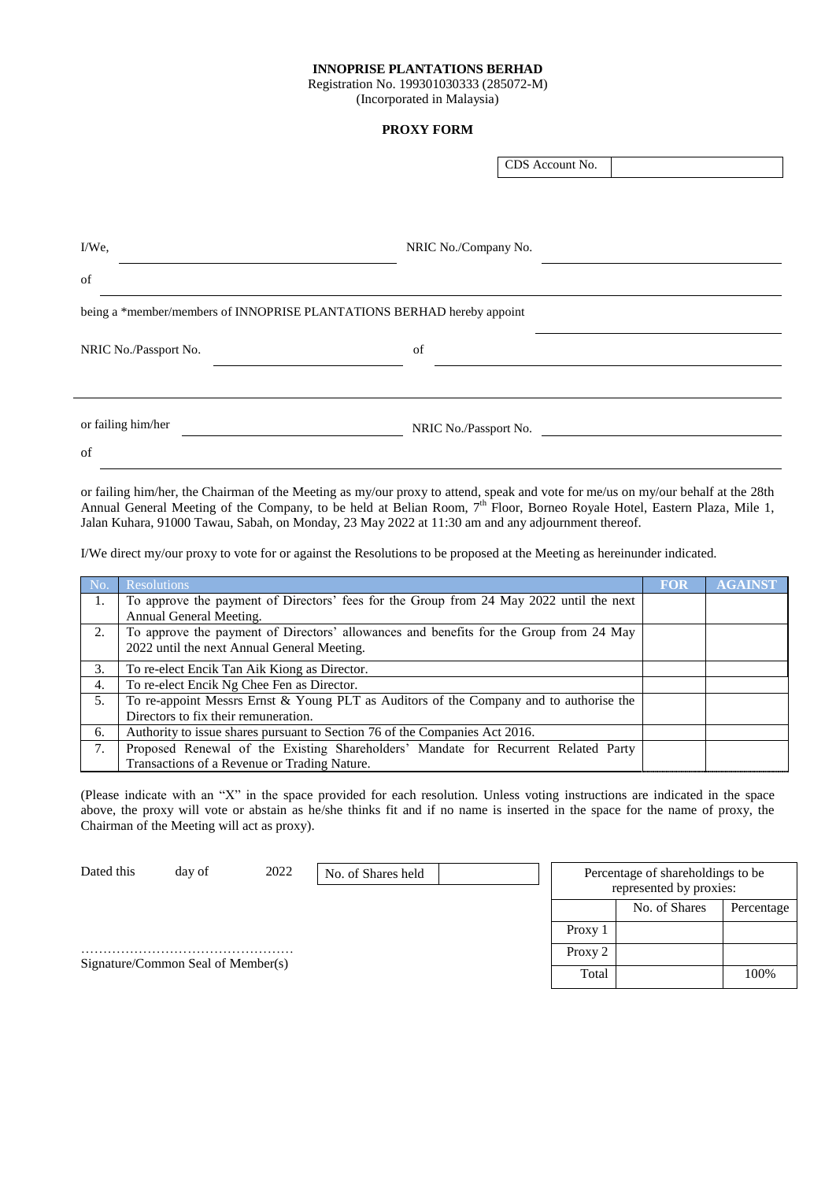**INNOPRISE PLANTATIONS BERHAD**
Registration No. 199301030333 (285072-M)
(Incorporated in Malaysia)

**PROXY FORM**

| CDS Account No. | |
|---|---|

I/We, ______________________ NRIC No./Company No. ______________________

of ____________________________________________

being a *member/members of INNOPRISE PLANTATIONS BERHAD hereby appoint ______________________

NRIC No./Passport No. ______________________ of ______________________

____________________________________________

or failing him/her ______________________ NRIC No./Passport No. ______________________

of ____________________________________________

or failing him/her, the Chairman of the Meeting as my/our proxy to attend, speak and vote for me/us on my/our behalf at the 28th Annual General Meeting of the Company, to be held at Belian Room, 7th Floor, Borneo Royale Hotel, Eastern Plaza, Mile 1, Jalan Kuhara, 91000 Tawau, Sabah, on Monday, 23 May 2022 at 11:30 am and any adjournment thereof.

I/We direct my/our proxy to vote for or against the Resolutions to be proposed at the Meeting as hereinunder indicated.

| No. | Resolutions | FOR | AGAINST |
|---|---|---|---|
| 1. | To approve the payment of Directors' fees for the Group from 24 May 2022 until the next Annual General Meeting. | | |
| 2. | To approve the payment of Directors' allowances and benefits for the Group from 24 May 2022 until the next Annual General Meeting. | | |
| 3. | To re-elect Encik Tan Aik Kiong as Director. | | |
| 4. | To re-elect Encik Ng Chee Fen as Director. | | |
| 5. | To re-appoint Messrs Ernst & Young PLT as Auditors of the Company and to authorise the Directors to fix their remuneration. | | |
| 6. | Authority to issue shares pursuant to Section 76 of the Companies Act 2016. | | |
| 7. | Proposed Renewal of the Existing Shareholders' Mandate for Recurrent Related Party Transactions of a Revenue or Trading Nature. | | |

(Please indicate with an "X" in the space provided for each resolution. Unless voting instructions are indicated in the space above, the proxy will vote or abstain as he/she thinks fit and if no name is inserted in the space for the name of proxy, the Chairman of the Meeting will act as proxy).

Dated this day of 2022

| No. of Shares held | |
|---|---|

…………………………………………
Signature/Common Seal of Member(s)

| Percentage of shareholdings to be represented by proxies: | | |
|---|---|---|
| | No. of Shares | Percentage |
| Proxy 1 | | |
| Proxy 2 | | |
| Total | | 100% |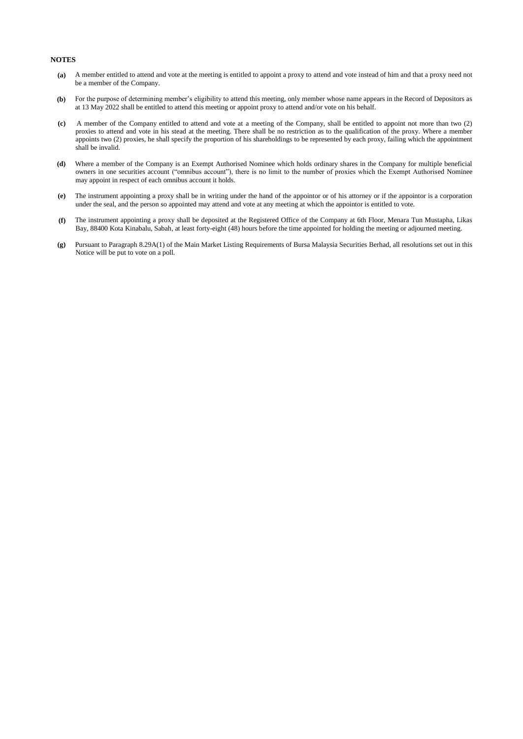**NOTES**

**(a)** A member entitled to attend and vote at the meeting is entitled to appoint a proxy to attend and vote instead of him and that a proxy need not be a member of the Company.

**(b)** For the purpose of determining member's eligibility to attend this meeting, only member whose name appears in the Record of Depositors as at 13 May 2022 shall be entitled to attend this meeting or appoint proxy to attend and/or vote on his behalf.

**(c)** A member of the Company entitled to attend and vote at a meeting of the Company, shall be entitled to appoint not more than two (2) proxies to attend and vote in his stead at the meeting. There shall be no restriction as to the qualification of the proxy. Where a member appoints two (2) proxies, he shall specify the proportion of his shareholdings to be represented by each proxy, failing which the appointment shall be invalid.

**(d)** Where a member of the Company is an Exempt Authorised Nominee which holds ordinary shares in the Company for multiple beneficial owners in one securities account ("omnibus account"), there is no limit to the number of proxies which the Exempt Authorised Nominee may appoint in respect of each omnibus account it holds.

**(e)** The instrument appointing a proxy shall be in writing under the hand of the appointor or of his attorney or if the appointor is a corporation under the seal, and the person so appointed may attend and vote at any meeting at which the appointor is entitled to vote.

**(f)** The instrument appointing a proxy shall be deposited at the Registered Office of the Company at 6th Floor, Menara Tun Mustapha, Likas Bay, 88400 Kota Kinabalu, Sabah, at least forty-eight (48) hours before the time appointed for holding the meeting or adjourned meeting.

**(g)** Pursuant to Paragraph 8.29A(1) of the Main Market Listing Requirements of Bursa Malaysia Securities Berhad, all resolutions set out in this Notice will be put to vote on a poll.